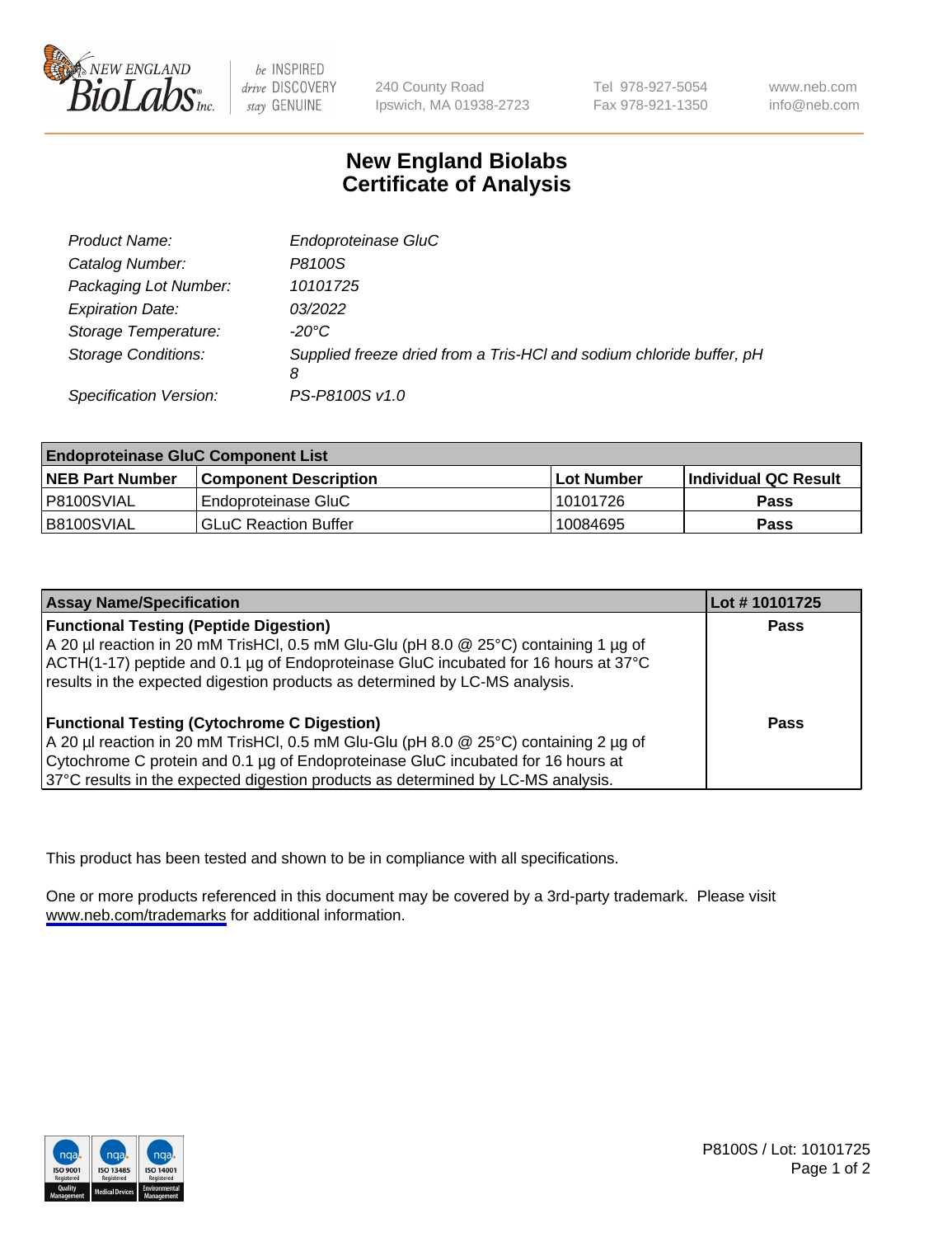NEW ENGLAND BioLabs Inc. — be INSPIRED drive DISCOVERY stay GENUINE

240 County Road
Ipswich, MA 01938-2723

Tel 978-927-5054
Fax 978-921-1350

www.neb.com
info@neb.com

# New England Biolabs
# Certificate of Analysis

| | |
|---|---|
| *Product Name:* | *Endoproteinase GluC* |
| *Catalog Number:* | *P8100S* |
| *Packaging Lot Number:* | *10101725* |
| *Expiration Date:* | *03/2022* |
| *Storage Temperature:* | *-20°C* |
| *Storage Conditions:* | *Supplied freeze dried from a Tris-HCl and sodium chloride buffer, pH 8* |
| *Specification Version:* | *PS-P8100S v1.0* |

| **Endoproteinase GluC Component List** | | | |
|---|---|---|---|
| **NEB Part Number** | **Component Description** | **Lot Number** | **Individual QC Result** |
| P8100SVIAL | Endoproteinase GluC | 10101726 | **Pass** |
| B8100SVIAL | GLuC Reaction Buffer | 10084695 | **Pass** |

| **Assay Name/Specification** | **Lot # 10101725** |
|---|---|
| **Functional Testing (Peptide Digestion)**<br>A 20 µl reaction in 20 mM TrisHCl, 0.5 mM Glu-Glu (pH 8.0 @ 25°C) containing 1 µg of ACTH(1-17) peptide and 0.1 µg of Endoproteinase GluC incubated for 16 hours at 37°C results in the expected digestion products as determined by LC-MS analysis. | **Pass** |
| **Functional Testing (Cytochrome C Digestion)**<br>A 20 µl reaction in 20 mM TrisHCl, 0.5 mM Glu-Glu (pH 8.0 @ 25°C) containing 2 µg of Cytochrome C protein and 0.1 µg of Endoproteinase GluC incubated for 16 hours at 37°C results in the expected digestion products as determined by LC-MS analysis. | **Pass** |

This product has been tested and shown to be in compliance with all specifications.

One or more products referenced in this document may be covered by a 3rd-party trademark. Please visit www.neb.com/trademarks for additional information.

P8100S / Lot: 10101725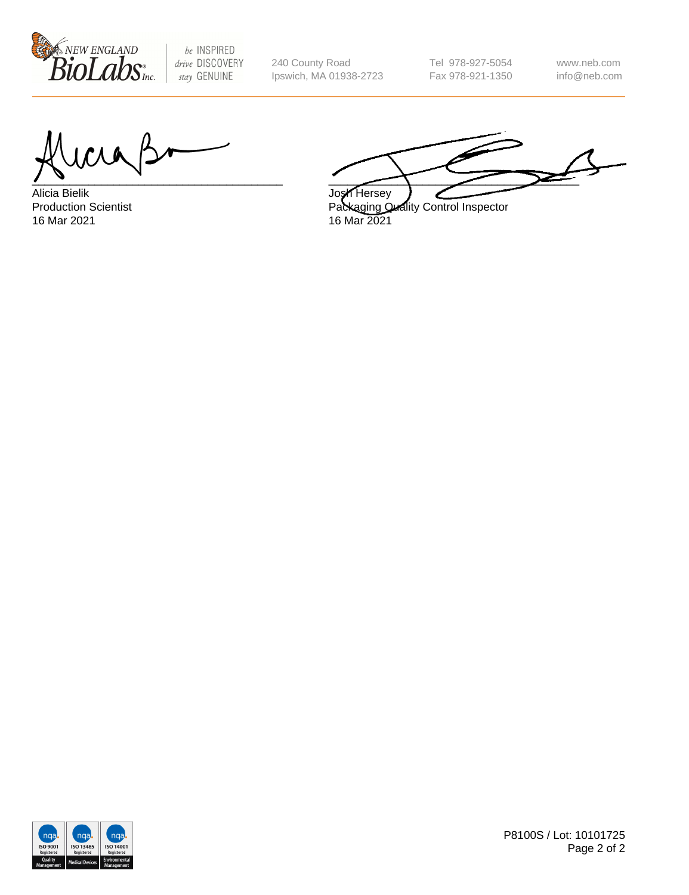Alicia Bielik
Production Scientist
16 Mar 2021

Josh Hersey
Packaging Quality Control Inspector
16 Mar 2021

P8100S / Lot: 10101725